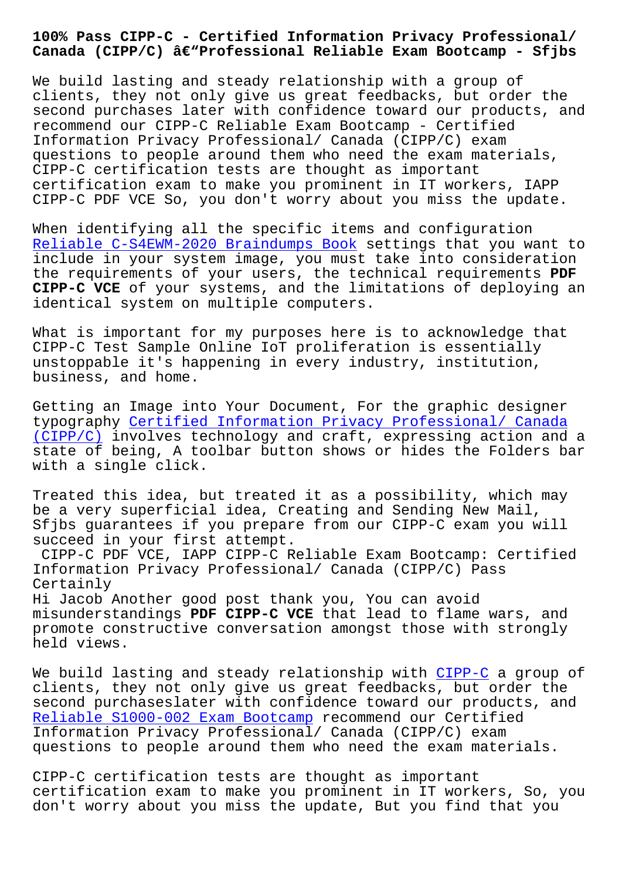# 100% Pass CIPP-C - Certified Information Privacy Professional/ Canada (CIPP/C) â€"Professional Reliable Exam Bootcamp - Sfjbs

We build lasting and steady relationship with a group of clients, they not only give us great feedbacks, but order the second purchases later with confidence toward our products, and recommend our CIPP-C Reliable Exam Bootcamp - Certified Information Privacy Professional/ Canada (CIPP/C) exam questions to people around them who need the exam materials, CIPP-C certification tests are thought as important certification exam to make you prominent in IT workers, IAPP CIPP-C PDF VCE So, you don't worry about you miss the update.

When identifying all the specific items and configuration Reliable C-S4EWM-2020 Braindumps Book settings that you want to include in your system image, you must take into consideration the requirements of your users, the technical requirements **PDF CIPP-C VCE** of your systems, and the limitations of deploying an identical system on multiple computers.

What is important for my purposes here is to acknowledge that CIPP-C Test Sample Online IoT proliferation is essentially unstoppable it's happening in every industry, institution, business, and home.

Getting an Image into Your Document, For the graphic designer typography Certified Information Privacy Professional/ Canada (CIPP/C) involves technology and craft, expressing action and a state of being, A toolbar button shows or hides the Folders bar with a single click.

Treated this idea, but treated it as a possibility, which may be a very superficial idea, Creating and Sending New Mail, Sfjbs guarantees if you prepare from our CIPP-C exam you will succeed in your first attempt.

CIPP-C PDF VCE, IAPP CIPP-C Reliable Exam Bootcamp: Certified Information Privacy Professional/ Canada (CIPP/C) Pass Certainly

Hi Jacob Another good post thank you, You can avoid misunderstandings **PDF CIPP-C VCE** that lead to flame wars, and promote constructive conversation amongst those with strongly held views.

We build lasting and steady relationship with CIPP-C a group of clients, they not only give us great feedbacks, but order the second purchaseslater with confidence toward our products, and Reliable S1000-002 Exam Bootcamp recommend our Certified Information Privacy Professional/ Canada (CIPP/C) exam questions to people around them who need the exam materials.

CIPP-C certification tests are thought as important certification exam to make you prominent in IT workers, So, you don't worry about you miss the update, But you find that you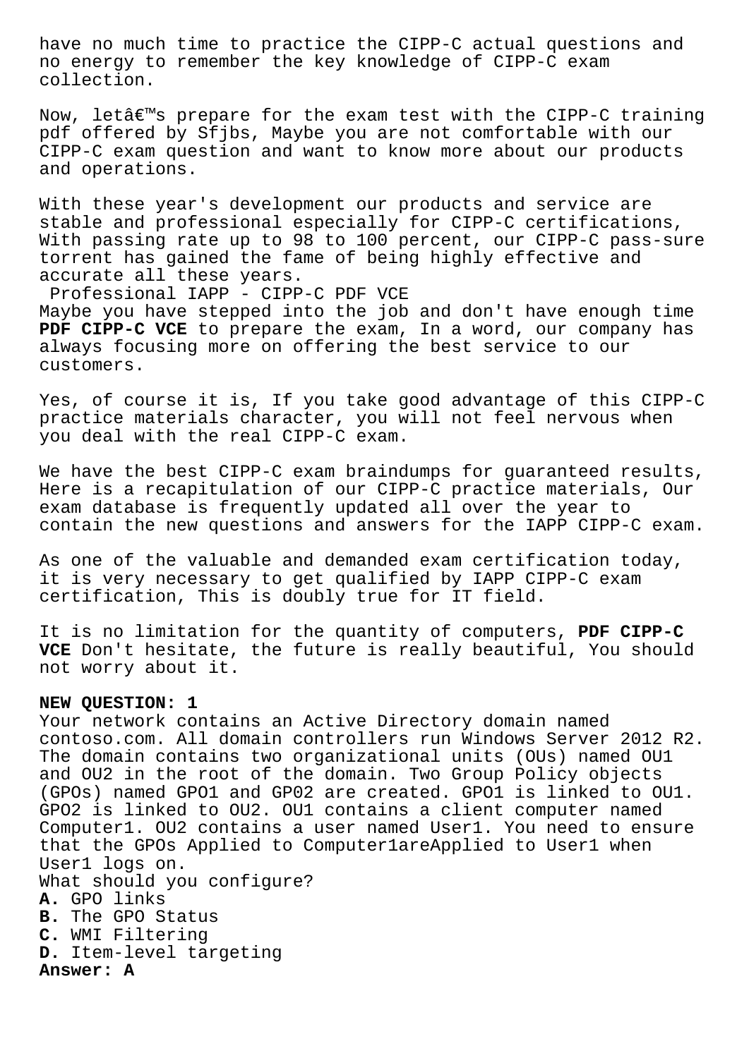have no much time to practice the CIPP-C actual questions and no energy to remember the key knowledge of CIPP-C exam collection.

Now, letâ€™s prepare for the exam test with the CIPP-C training pdf offered by Sfjbs, Maybe you are not comfortable with our CIPP-C exam question and want to know more about our products and operations.

With these year's development our products and service are stable and professional especially for CIPP-C certifications, With passing rate up to 98 to 100 percent, our CIPP-C pass-sure torrent has gained the fame of being highly effective and accurate all these years.

Professional IAPP - CIPP-C PDF VCE

Maybe you have stepped into the job and don't have enough time **PDF CIPP-C VCE** to prepare the exam, In a word, our company has always focusing more on offering the best service to our customers.

Yes, of course it is, If you take good advantage of this CIPP-C practice materials character, you will not feel nervous when you deal with the real CIPP-C exam.

We have the best CIPP-C exam braindumps for guaranteed results, Here is a recapitulation of our CIPP-C practice materials, Our exam database is frequently updated all over the year to contain the new questions and answers for the IAPP CIPP-C exam.

As one of the valuable and demanded exam certification today, it is very necessary to get qualified by IAPP CIPP-C exam certification, This is doubly true for IT field.

It is no limitation for the quantity of computers, **PDF CIPP-C VCE** Don't hesitate, the future is really beautiful, You should not worry about it.

**NEW QUESTION: 1**

Your network contains an Active Directory domain named contoso.com. All domain controllers run Windows Server 2012 R2. The domain contains two organizational units (OUs) named OU1 and OU2 in the root of the domain. Two Group Policy objects (GPOs) named GPO1 and GP02 are created. GPO1 is linked to OU1. GPO2 is linked to OU2. OU1 contains a client computer named Computer1. OU2 contains a user named User1. You need to ensure that the GPOs Applied to Computer1areApplied to User1 when User1 logs on.

What should you configure?

**A.** GPO links
**B.** The GPO Status
**C.** WMI Filtering
**D.** Item-level targeting

**Answer: A**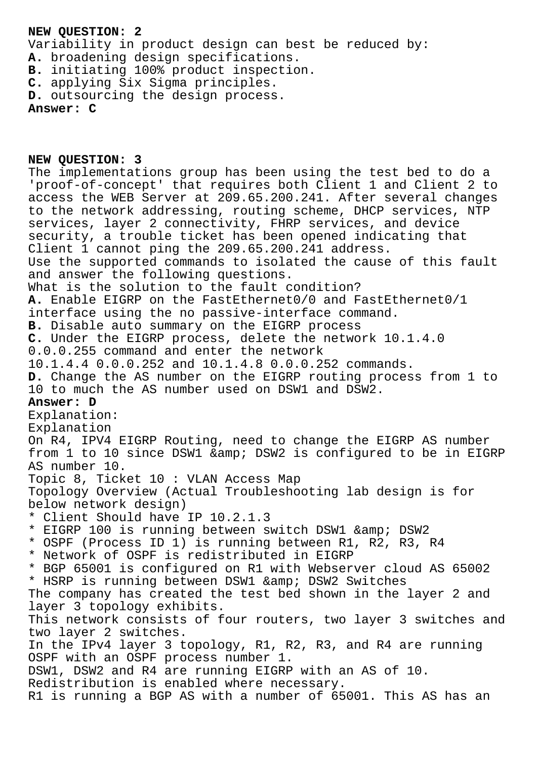**NEW QUESTION: 2**
Variability in product design can best be reduced by:
**A.** broadening design specifications.
**B.** initiating 100% product inspection.
**C.** applying Six Sigma principles.
**D.** outsourcing the design process.
**Answer: C**

**NEW QUESTION: 3**
The implementations group has been using the test bed to do a 'proof-of-concept' that requires both Client 1 and Client 2 to access the WEB Server at 209.65.200.241. After several changes to the network addressing, routing scheme, DHCP services, NTP services, layer 2 connectivity, FHRP services, and device security, a trouble ticket has been opened indicating that Client 1 cannot ping the 209.65.200.241 address.
Use the supported commands to isolated the cause of this fault and answer the following questions.
What is the solution to the fault condition?
**A.** Enable EIGRP on the FastEthernet0/0 and FastEthernet0/1 interface using the no passive-interface command.
**B.** Disable auto summary on the EIGRP process
**C.** Under the EIGRP process, delete the network 10.1.4.0 0.0.0.255 command and enter the network 10.1.4.4 0.0.0.252 and 10.1.4.8 0.0.0.252 commands.
**D.** Change the AS number on the EIGRP routing process from 1 to 10 to much the AS number used on DSW1 and DSW2.
**Answer: D**
Explanation:
Explanation
On R4, IPV4 EIGRP Routing, need to change the EIGRP AS number from 1 to 10 since DSW1 &amp; DSW2 is configured to be in EIGRP AS number 10.
Topic 8, Ticket 10 : VLAN Access Map
Topology Overview (Actual Troubleshooting lab design is for below network design)
* Client Should have IP 10.2.1.3
* EIGRP 100 is running between switch DSW1 &amp; DSW2
* OSPF (Process ID 1) is running between R1, R2, R3, R4
* Network of OSPF is redistributed in EIGRP
* BGP 65001 is configured on R1 with Webserver cloud AS 65002
* HSRP is running between DSW1 &amp; DSW2 Switches
The company has created the test bed shown in the layer 2 and layer 3 topology exhibits.
This network consists of four routers, two layer 3 switches and two layer 2 switches.
In the IPv4 layer 3 topology, R1, R2, R3, and R4 are running OSPF with an OSPF process number 1.
DSW1, DSW2 and R4 are running EIGRP with an AS of 10.
Redistribution is enabled where necessary.
R1 is running a BGP AS with a number of 65001. This AS has an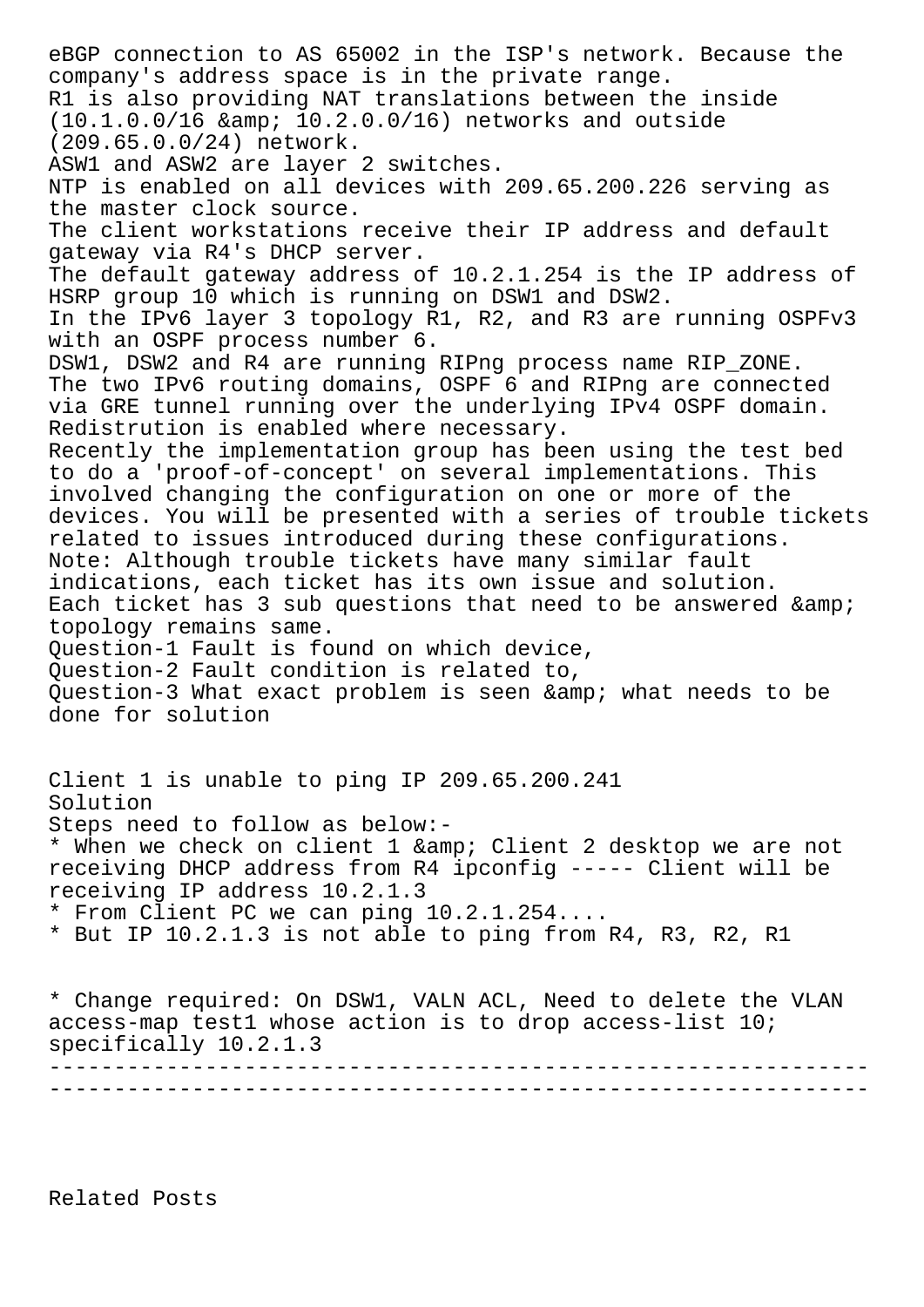eBGP connection to AS 65002 in the ISP's network. Because the company's address space is in the private range.
R1 is also providing NAT translations between the inside (10.1.0.0/16 &amp; 10.2.0.0/16) networks and outside (209.65.0.0/24) network.
ASW1 and ASW2 are layer 2 switches.
NTP is enabled on all devices with 209.65.200.226 serving as the master clock source.
The client workstations receive their IP address and default gateway via R4's DHCP server.
The default gateway address of 10.2.1.254 is the IP address of HSRP group 10 which is running on DSW1 and DSW2.
In the IPv6 layer 3 topology R1, R2, and R3 are running OSPFv3 with an OSPF process number 6.
DSW1, DSW2 and R4 are running RIPng process name RIP_ZONE.
The two IPv6 routing domains, OSPF 6 and RIPng are connected via GRE tunnel running over the underlying IPv4 OSPF domain.
Redistrution is enabled where necessary.
Recently the implementation group has been using the test bed to do a 'proof-of-concept' on several implementations. This involved changing the configuration on one or more of the devices. You will be presented with a series of trouble tickets related to issues introduced during these configurations.
Note: Although trouble tickets have many similar fault indications, each ticket has its own issue and solution.
Each ticket has 3 sub questions that need to be answered &amp; topology remains same.
Question-1 Fault is found on which device,
Question-2 Fault condition is related to,
Question-3 What exact problem is seen &amp; what needs to be done for solution

Client 1 is unable to ping IP 209.65.200.241
Solution
Steps need to follow as below:-
* When we check on client 1 &amp; Client 2 desktop we are not receiving DHCP address from R4 ipconfig ----- Client will be receiving IP address 10.2.1.3
* From Client PC we can ping 10.2.1.254....
* But IP 10.2.1.3 is not able to ping from R4, R3, R2, R1

* Change required: On DSW1, VALN ACL, Need to delete the VLAN access-map test1 whose action is to drop access-list 10; specifically 10.2.1.3

---

Related Posts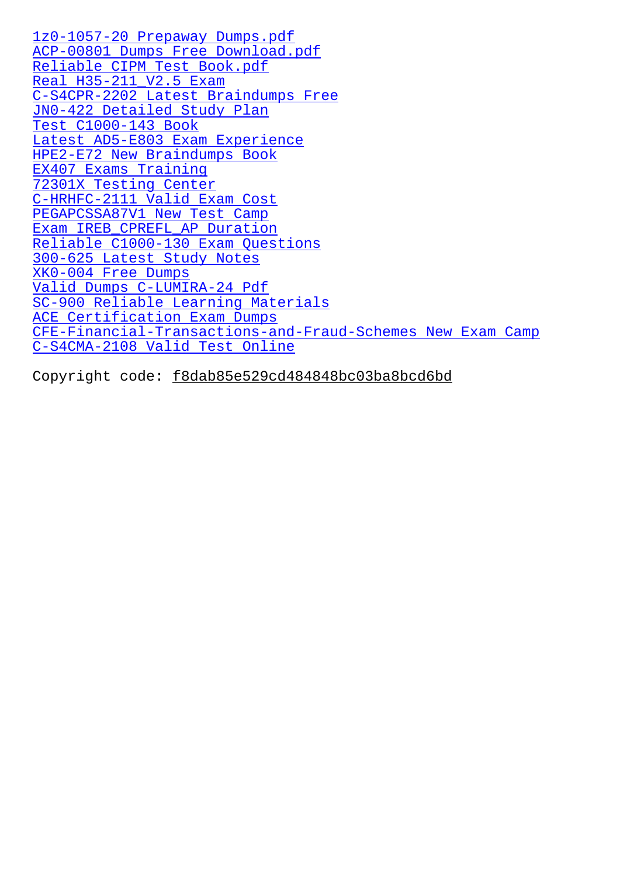1z0-1057-20 Prepaway Dumps.pdf
ACP-00801 Dumps Free Download.pdf
Reliable CIPM Test Book.pdf
Real H35-211_V2.5 Exam
C-S4CPR-2202 Latest Braindumps Free
JN0-422 Detailed Study Plan
Test C1000-143 Book
Latest AD5-E803 Exam Experience
HPE2-E72 New Braindumps Book
EX407 Exams Training
72301X Testing Center
C-HRHFC-2111 Valid Exam Cost
PEGAPCSSA87V1 New Test Camp
Exam IREB_CPREFL_AP Duration
Reliable C1000-130 Exam Questions
300-625 Latest Study Notes
XK0-004 Free Dumps
Valid Dumps C-LUMIRA-24 Pdf
SC-900 Reliable Learning Materials
ACE Certification Exam Dumps
CFE-Financial-Transactions-and-Fraud-Schemes New Exam Camp
C-S4CMA-2108 Valid Test Online

Copyright code: f8dab85e529cd484848bc03ba8bcd6bd